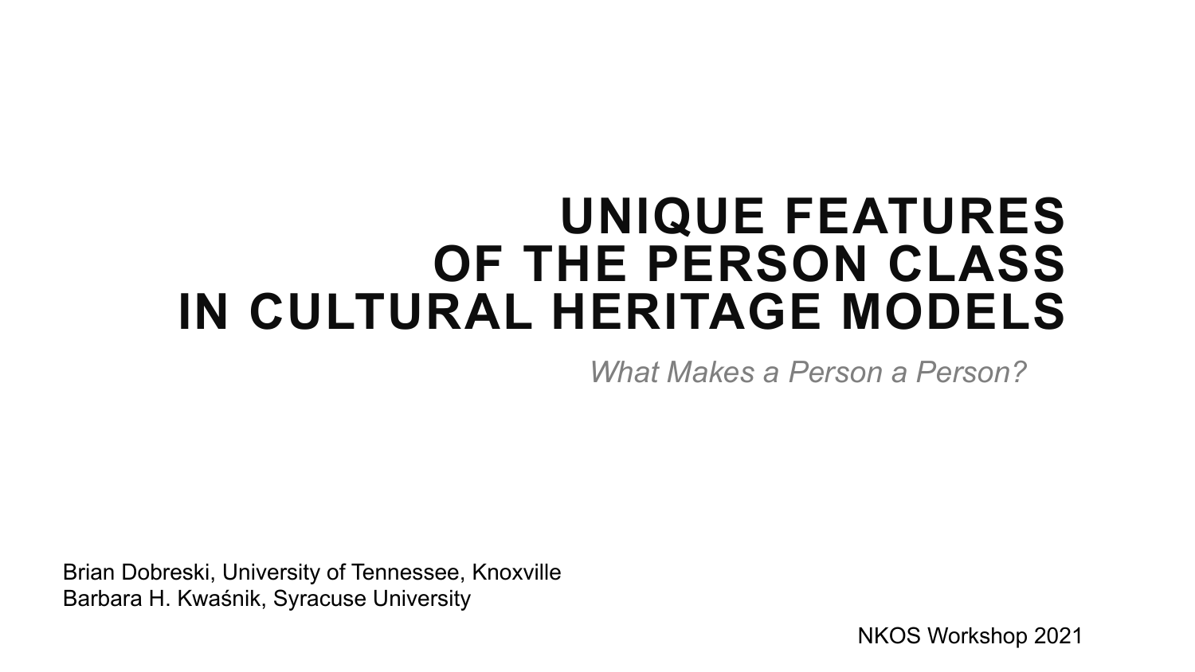# UNIQUE FEATURES OF THE PERSON CLASS IN CULTURAL HERITAGE MODELS

*What Makes a Person a Person?*

Brian Dobreski, University of Tennessee, Knoxville
Barbara H. Kwaśnik, Syracuse University

NKOS Workshop 2021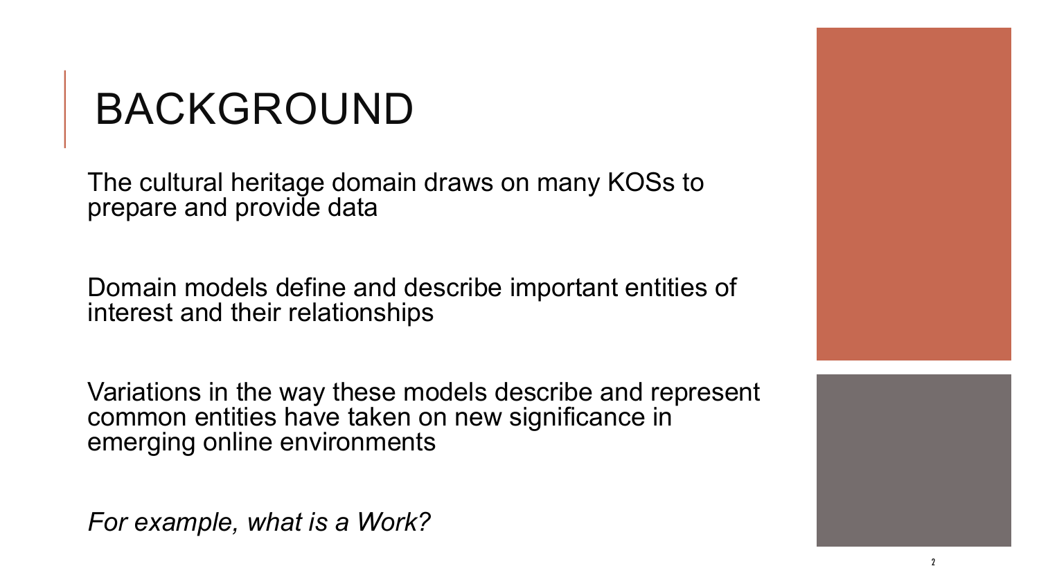# BACKGROUND

The cultural heritage domain draws on many KOSs to prepare and provide data

Domain models define and describe important entities of interest and their relationships

Variations in the way these models describe and represent common entities have taken on new significance in emerging online environments

*For example, what is a Work?*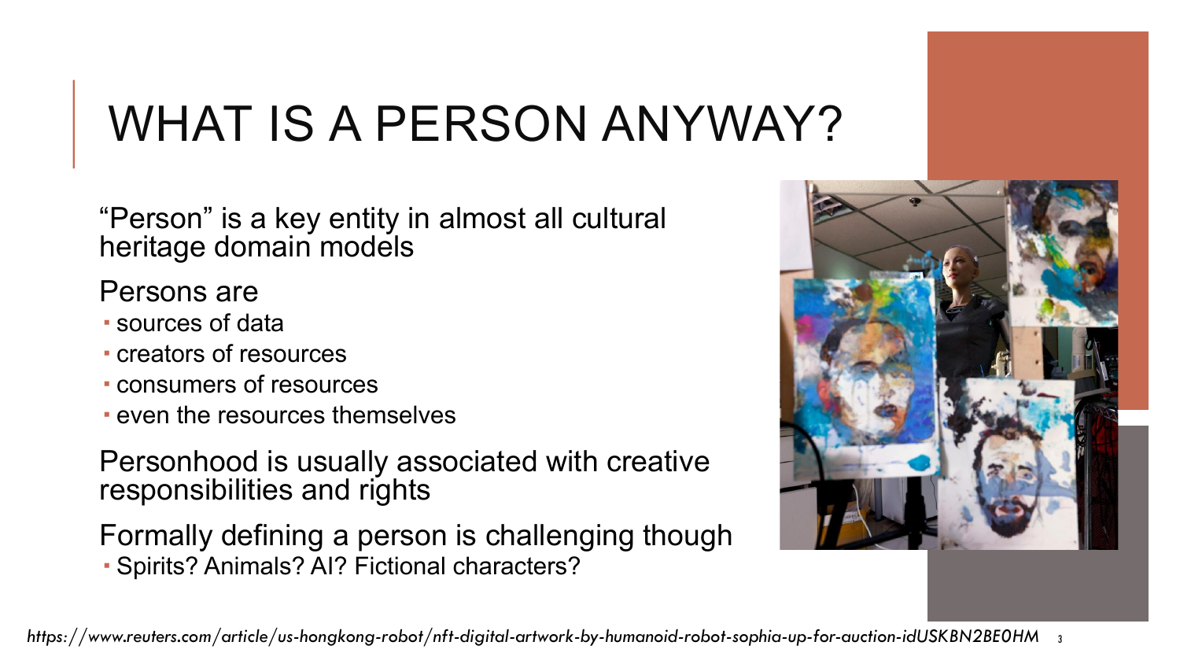# WHAT IS A PERSON ANYWAY?

"Person" is a key entity in almost all cultural heritage domain models

Persons are

- sources of data
- creators of resources
- consumers of resources
- even the resources themselves

Personhood is usually associated with creative responsibilities and rights

Formally defining a person is challenging though

- Spirits? Animals? AI? Fictional characters?

*https://www.reuters.com/article/us-hongkong-robot/nft-digital-artwork-by-humanoid-robot-sophia-up-for-auction-idUSKBN2BE0HM*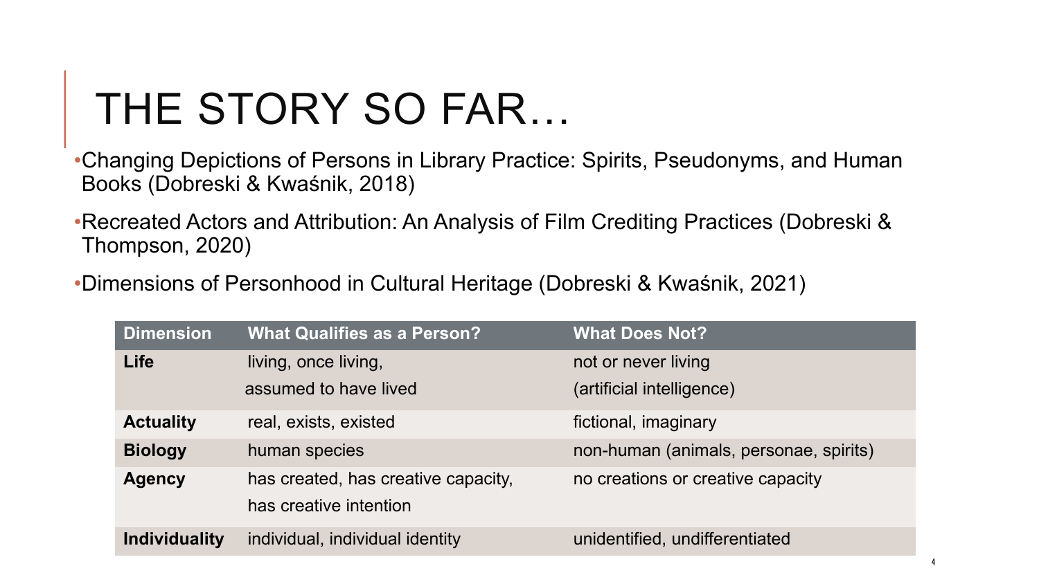# THE STORY SO FAR…

- Changing Depictions of Persons in Library Practice: Spirits, Pseudonyms, and Human Books (Dobreski & Kwaśnik, 2018)
- Recreated Actors and Attribution: An Analysis of Film Crediting Practices (Dobreski & Thompson, 2020)
- Dimensions of Personhood in Cultural Heritage (Dobreski & Kwaśnik, 2021)

| Dimension | What Qualifies as a Person? | What Does Not? |
| --- | --- | --- |
| **Life** | living, once living, assumed to have lived | not or never living (artificial intelligence) |
| **Actuality** | real, exists, existed | fictional, imaginary |
| **Biology** | human species | non-human (animals, personae, spirits) |
| **Agency** | has created, has creative capacity, has creative intention | no creations or creative capacity |
| **Individuality** | individual, individual identity | unidentified, undifferentiated |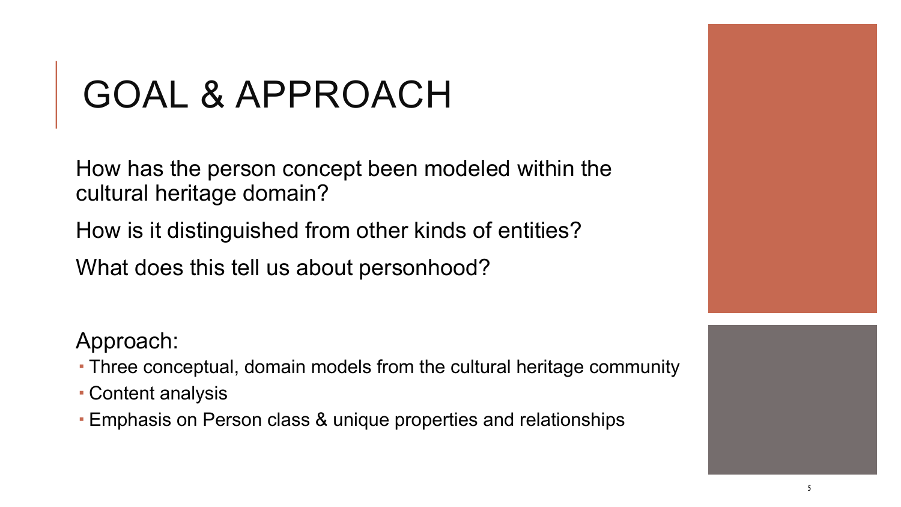# GOAL & APPROACH

How has the person concept been modeled within the cultural heritage domain?

How is it distinguished from other kinds of entities?

What does this tell us about personhood?

Approach:

- Three conceptual, domain models from the cultural heritage community
- Content analysis
- Emphasis on Person class & unique properties and relationships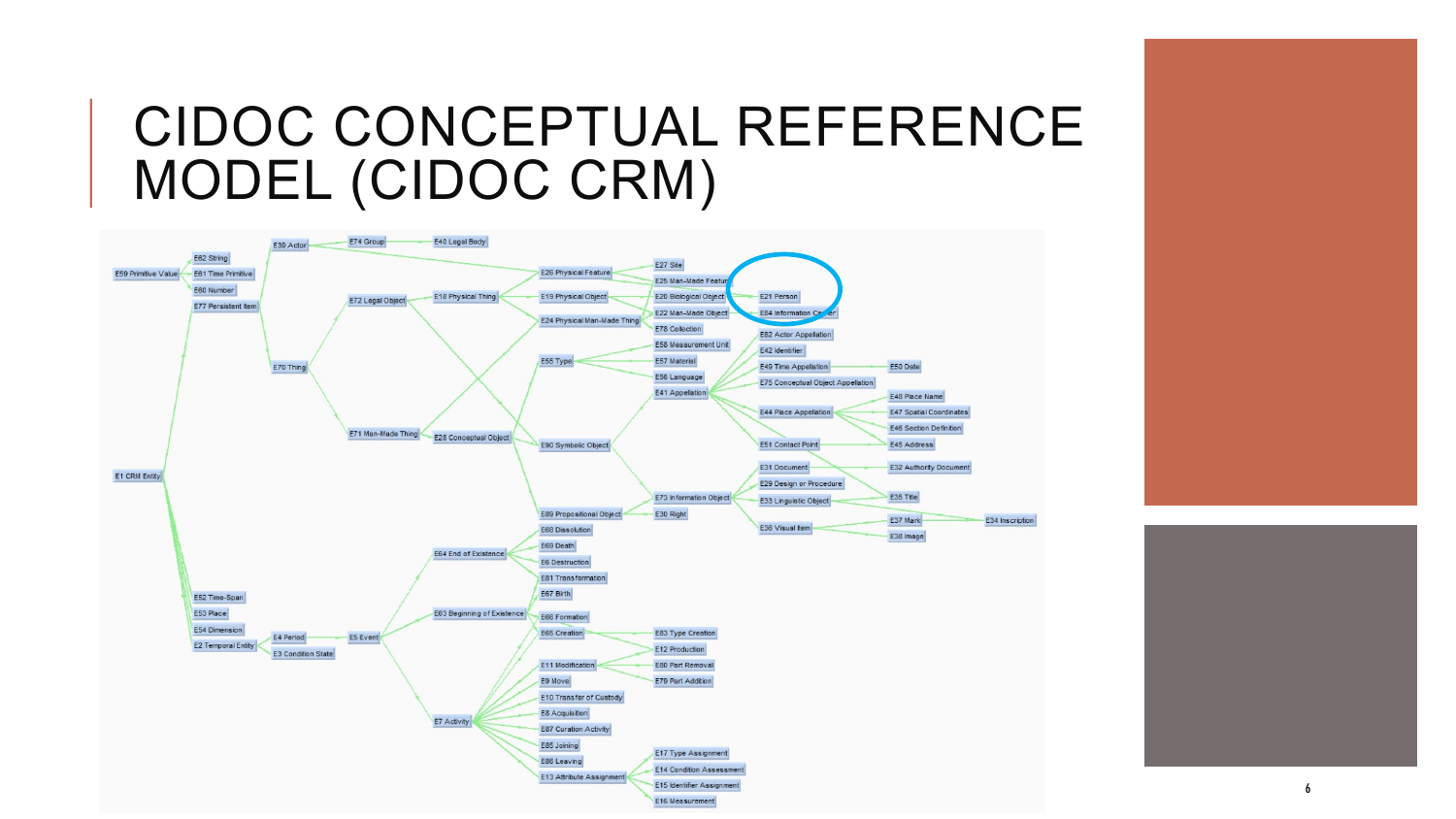# CIDOC CONCEPTUAL REFERENCE MODEL (CIDOC CRM)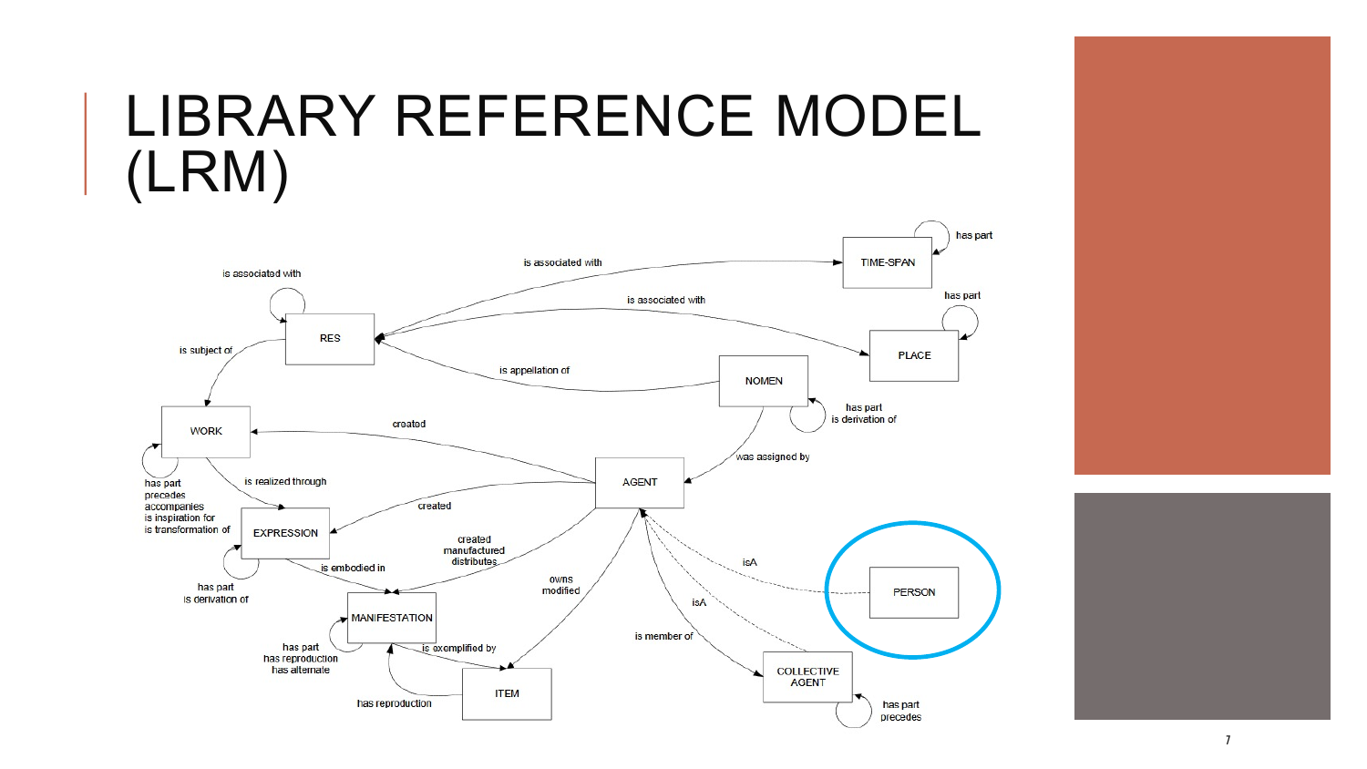# LIBRARY REFERENCE MODEL (LRM)

RES — is associated with (self); is subject of → WORK

RES — is associated with → TIME-SPAN

RES — is associated with → PLACE

NOMEN — is appellation of → RES

TIME-SPAN — has part (self)

PLACE — has part (self)

NOMEN — has part; is derivation of (self)

NOMEN — was assigned by → AGENT

AGENT — created → WORK

AGENT — created → EXPRESSION

AGENT — created; manufactured; distributes → MANIFESTATION

AGENT — owns; modified → ITEM

AGENT — is member of → COLLECTIVE AGENT

PERSON — isA → AGENT

COLLECTIVE AGENT — isA → AGENT

COLLECTIVE AGENT — has part; precedes (self)

WORK — has part; precedes; accompanies; is inspiration for; is transformation of (self)

WORK — is realized through → EXPRESSION

EXPRESSION — has part; is derivation of (self)

EXPRESSION — is embodied in → MANIFESTATION

MANIFESTATION — has part; has reproduction; has alternate (self)

MANIFESTATION — is exemplified by → ITEM

ITEM — has reproduction → MANIFESTATION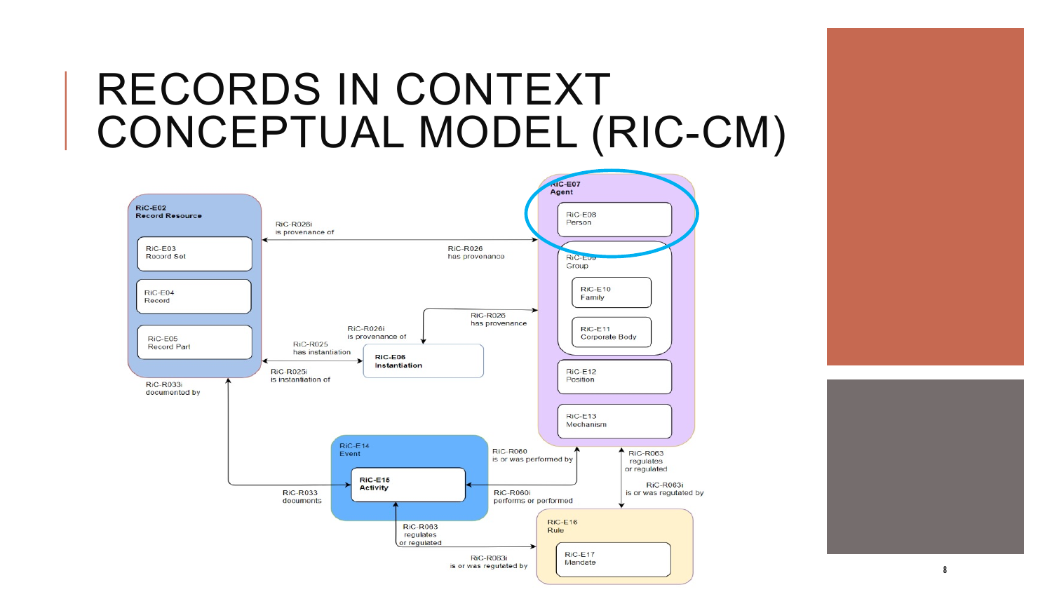# RECORDS IN CONTEXT CONCEPTUAL MODEL (RIC-CM)

**RiC-E02 Record Resource**
- RiC-E03 Record Set
- RiC-E04 Record
- RiC-E05 Record Part

**RiC-E06 Instantiation**

**RiC-E07 Agent**
- RiC-E08 Person
- RiC-E09 Group
  - RiC-E10 Family
  - RiC-E11 Corporate Body
- RiC-E12 Position
- RiC-E13 Mechanism

**RiC-E14 Event**
- **RiC-E15 Activity**

**RiC-E16 Rule**
- RiC-E17 Mandate

Relations:
- RiC-R026i is provenance of
- RiC-R026 has provenance
- RiC-R025 has instantiation
- RiC-R025i is instantiation of
- RiC-R033i documented by
- RiC-R033 documents
- RiC-R060 is or was performed by
- RiC-R060i performs or performed
- RiC-R063 regulates or regulated
- RiC-R063i is or was regulated by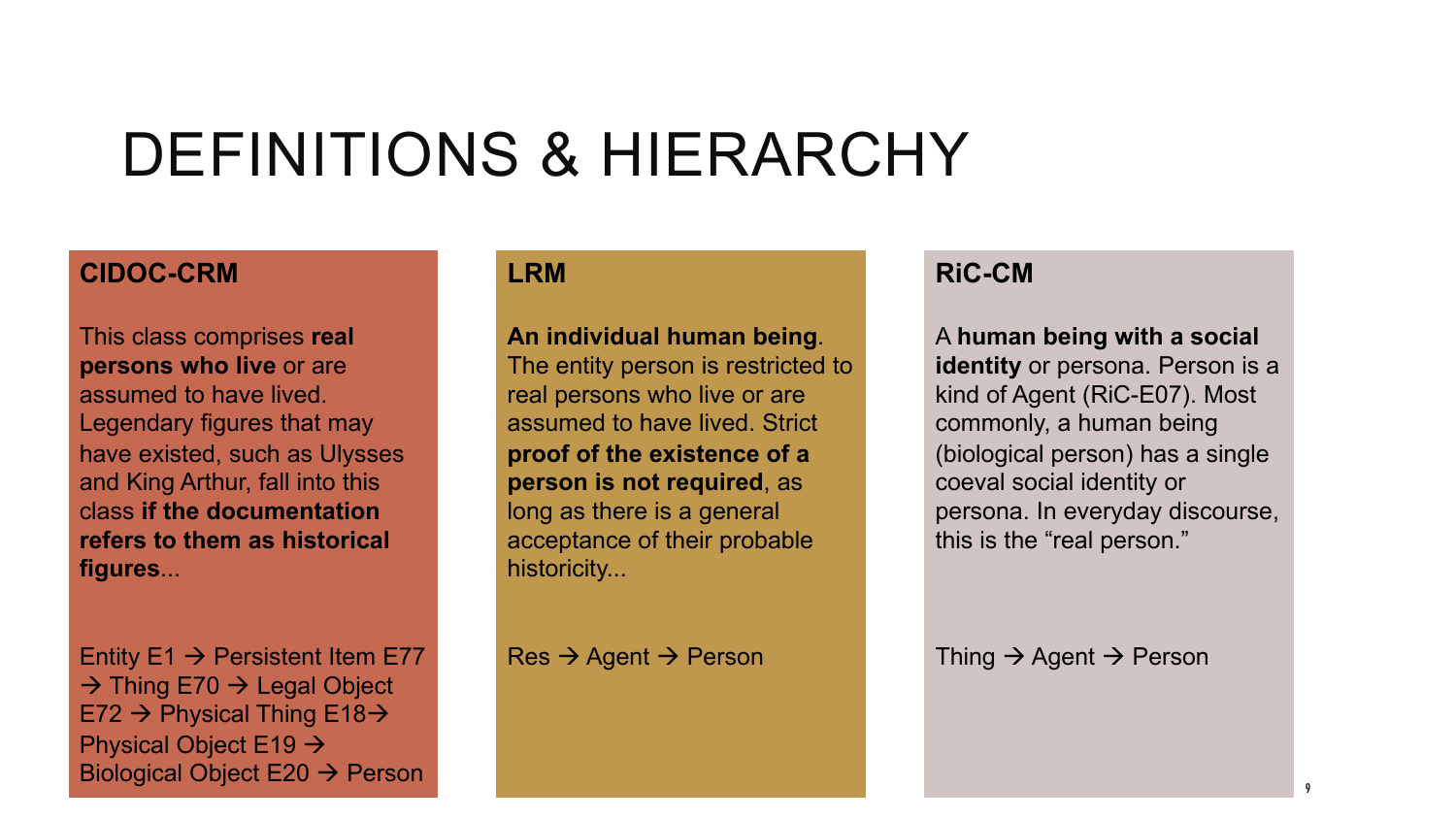# DEFINITIONS & HIERARCHY

## CIDOC-CRM

This class comprises **real persons who live** or are assumed to have lived. Legendary figures that may have existed, such as Ulysses and King Arthur, fall into this class **if the documentation refers to them as historical figures**...

Entity E1 → Persistent Item E77 → Thing E70 → Legal Object E72 → Physical Thing E18→ Physical Object E19 → Biological Object E20 → Person

## LRM

**An individual human being**. The entity person is restricted to real persons who live or are assumed to have lived. Strict **proof of the existence of a person is not required**, as long as there is a general acceptance of their probable historicity...

Res → Agent → Person

## RiC-CM

A **human being with a social identity** or persona. Person is a kind of Agent (RiC-E07). Most commonly, a human being (biological person) has a single coeval social identity or persona. In everyday discourse, this is the "real person."

Thing → Agent → Person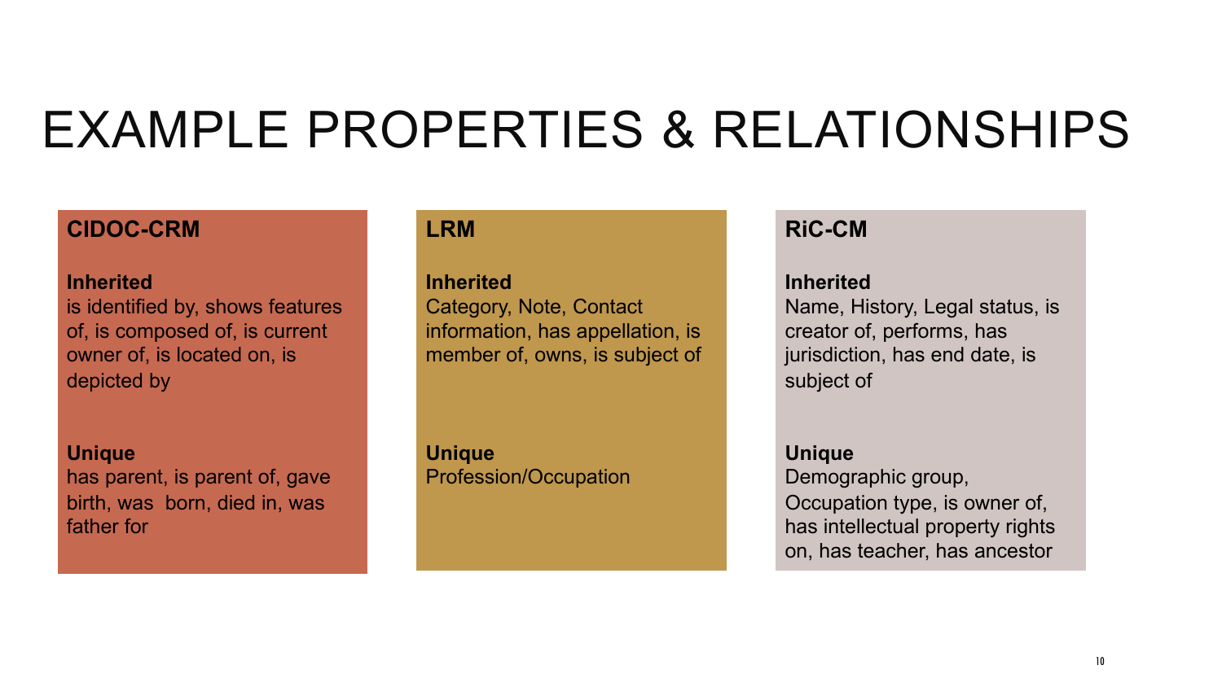# EXAMPLE PROPERTIES & RELATIONSHIPS

## CIDOC-CRM

**Inherited**
is identified by, shows features of, is composed of, is current owner of, is located on, is depicted by

**Unique**
has parent, is parent of, gave birth, was born, died in, was father for

## LRM

**Inherited**
Category, Note, Contact information, has appellation, is member of, owns, is subject of

**Unique**
Profession/Occupation

## RiC-CM

**Inherited**
Name, History, Legal status, is creator of, performs, has jurisdiction, has end date, is subject of

**Unique**
Demographic group, Occupation type, is owner of, has intellectual property rights on, has teacher, has ancestor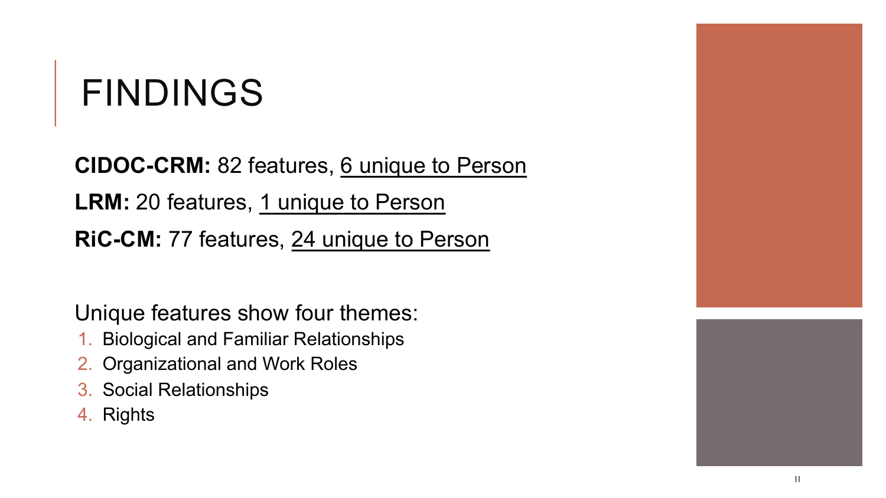# FINDINGS

**CIDOC-CRM:** 82 features, <u>6 unique to Person</u>

**LRM:** 20 features, <u>1 unique to Person</u>

**RiC-CM:** 77 features, <u>24 unique to Person</u>

Unique features show four themes:

1. Biological and Familiar Relationships
2. Organizational and Work Roles
3. Social Relationships
4. Rights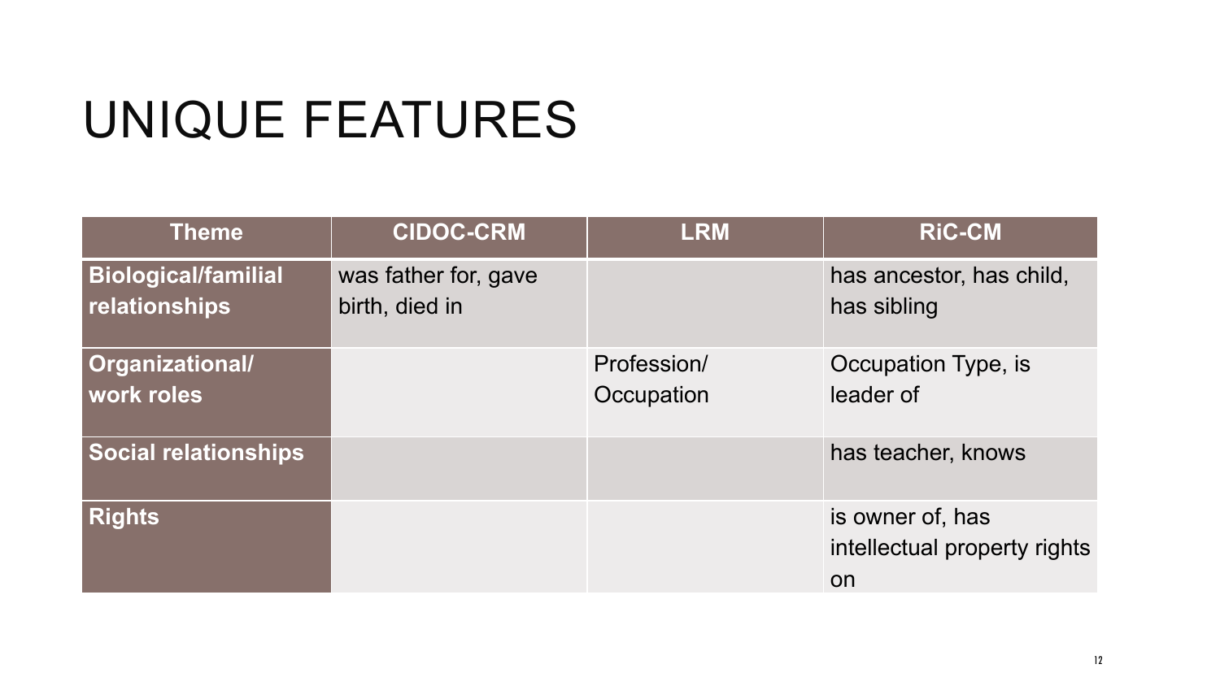# UNIQUE FEATURES

| Theme | CIDOC-CRM | LRM | RiC-CM |
|---|---|---|---|
| **Biological/familial relationships** | was father for, gave birth, died in | | has ancestor, has child, has sibling |
| **Organizational/ work roles** | | Profession/ Occupation | Occupation Type, is leader of |
| **Social relationships** | | | has teacher, knows |
| **Rights** | | | is owner of, has intellectual property rights on |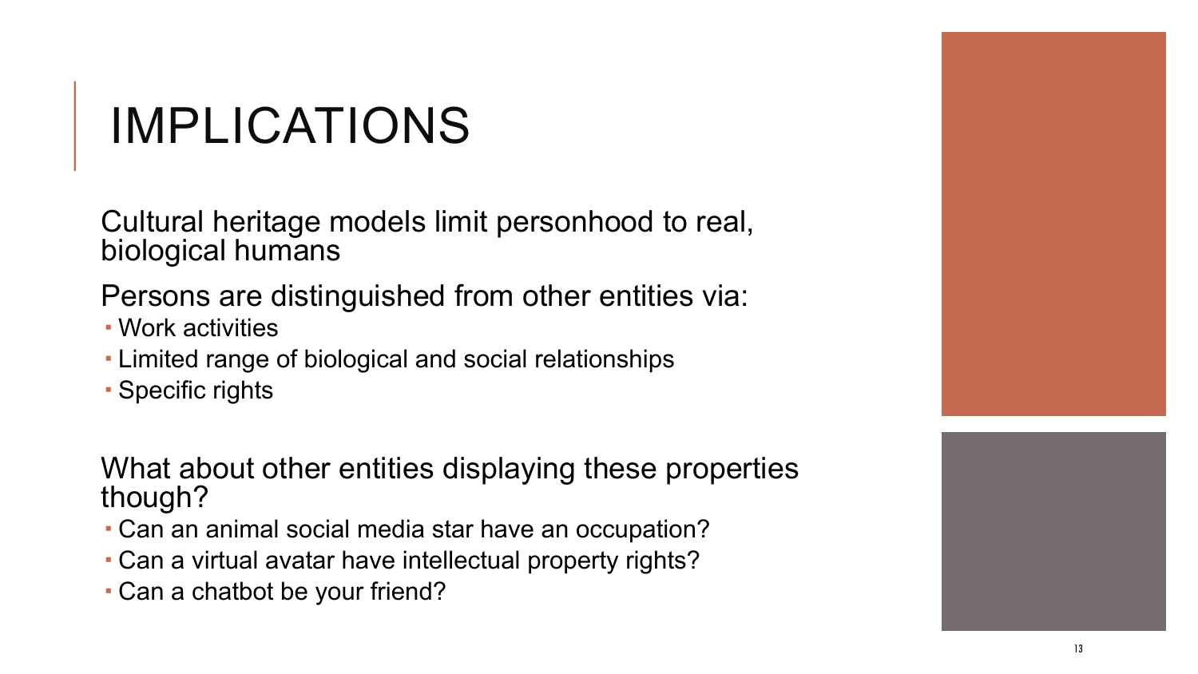# IMPLICATIONS

Cultural heritage models limit personhood to real, biological humans

Persons are distinguished from other entities via:

- Work activities
- Limited range of biological and social relationships
- Specific rights

What about other entities displaying these properties though?

- Can an animal social media star have an occupation?
- Can a virtual avatar have intellectual property rights?
- Can a chatbot be your friend?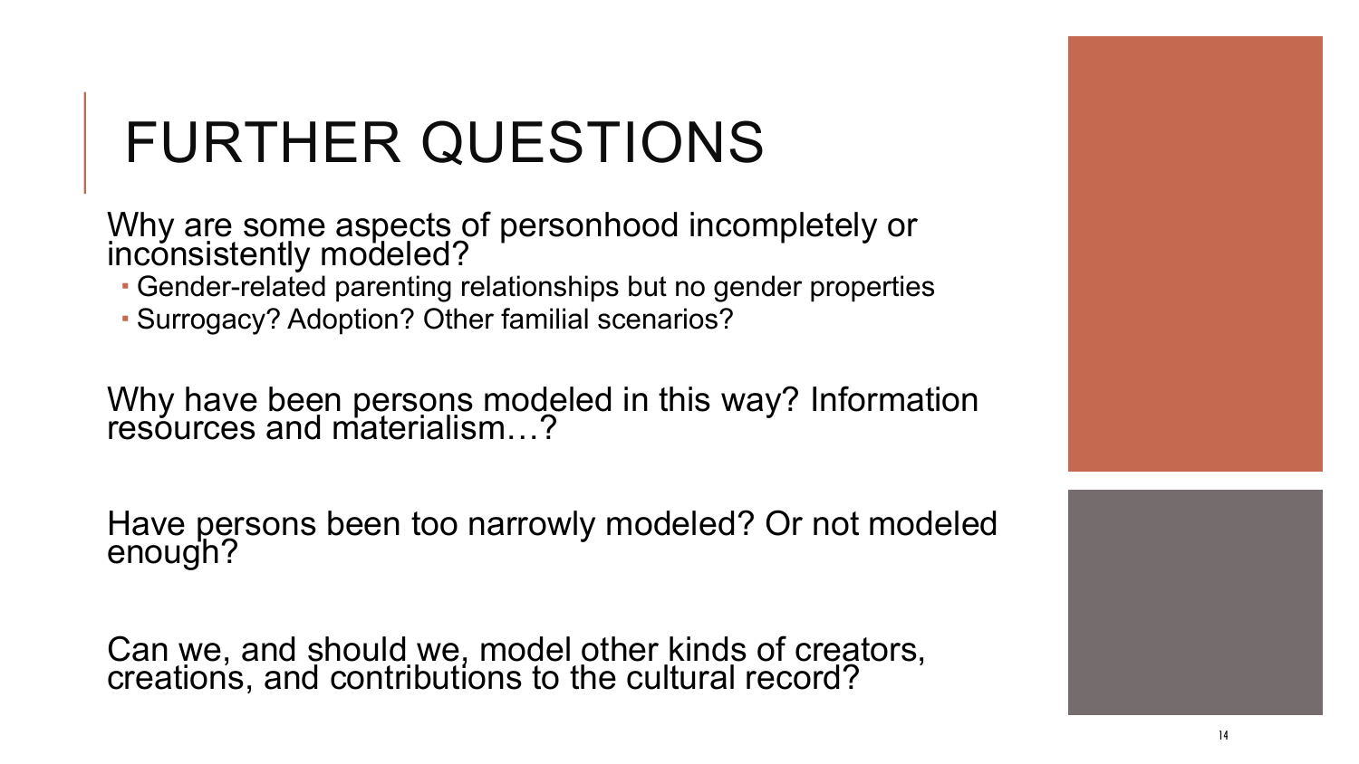# FURTHER QUESTIONS

Why are some aspects of personhood incompletely or inconsistently modeled?

- Gender-related parenting relationships but no gender properties
- Surrogacy? Adoption? Other familial scenarios?

Why have been persons modeled in this way? Information resources and materialism…?

Have persons been too narrowly modeled? Or not modeled enough?

Can we, and should we, model other kinds of creators, creations, and contributions to the cultural record?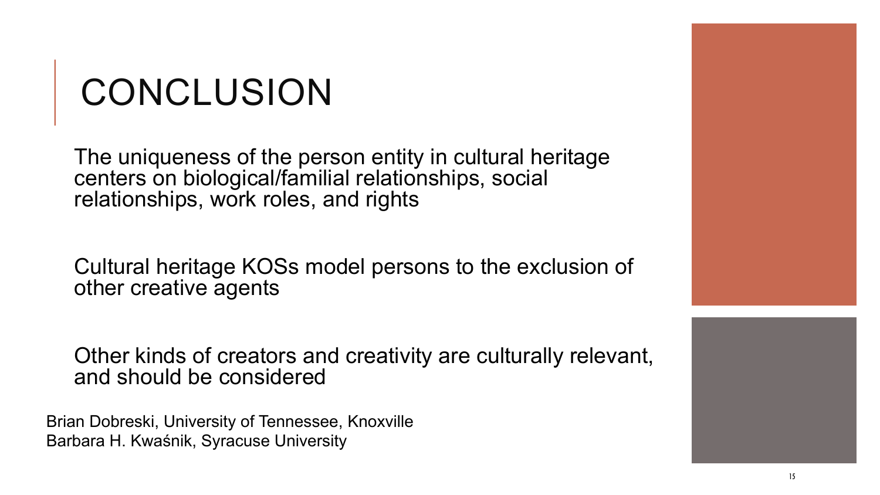# CONCLUSION

The uniqueness of the person entity in cultural heritage centers on biological/familial relationships, social relationships, work roles, and rights

Cultural heritage KOSs model persons to the exclusion of other creative agents

Other kinds of creators and creativity are culturally relevant, and should be considered

Brian Dobreski, University of Tennessee, Knoxville
Barbara H. Kwaśnik, Syracuse University